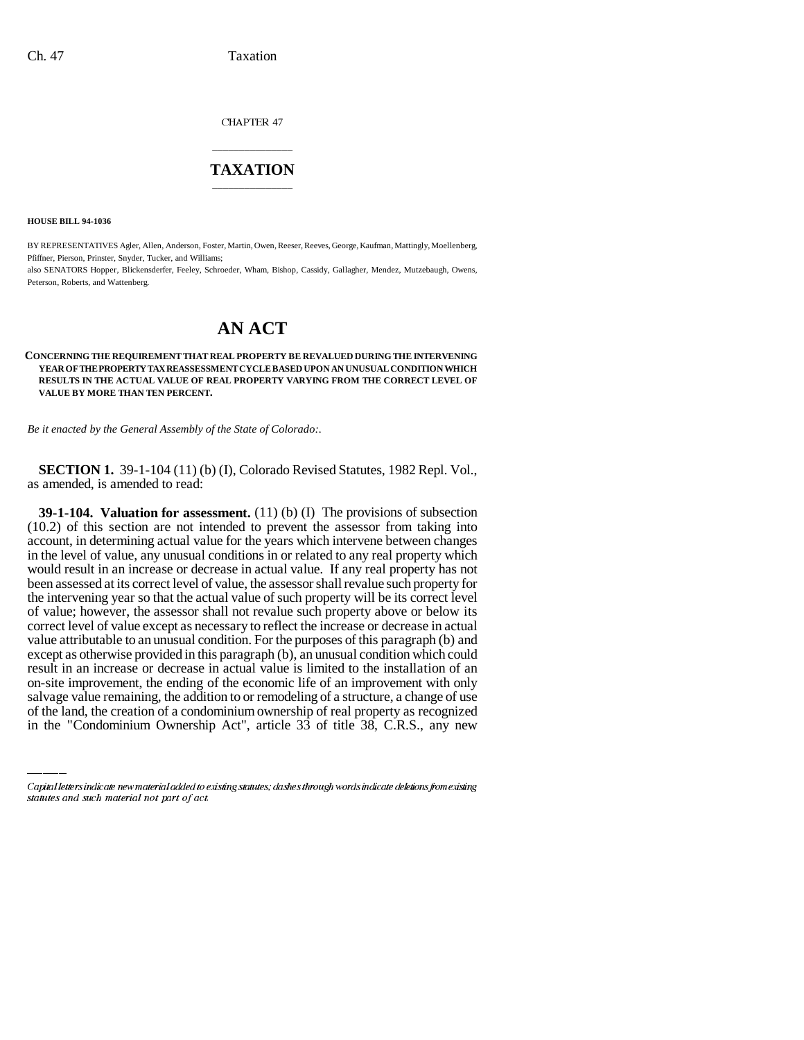CHAPTER 47

# TAXATION

**HOUSE BILL 94-1036**

BY REPRESENTATIVES Agler, Allen, Anderson, Foster, Martin, Owen, Reeser, Reeves, George, Kaufman, Mattingly, Moellenberg, Pfiffner, Pierson, Prinster, Snyder, Tucker, and Williams;

also SENATORS Hopper, Blickensderfer, Feeley, Schroeder, Wham, Bishop, Cassidy, Gallagher, Mendez, Mutzebaugh, Owens, Peterson, Roberts, and Wattenberg.

# AN ACT

**CONCERNING THE REQUIREMENT THAT REAL PROPERTY BE REVALUED DURING THE INTERVENING YEAR OF THE PROPERTY TAX REASSESSMENT CYCLE BASED UPON AN UNUSUAL CONDITION WHICH RESULTS IN THE ACTUAL VALUE OF REAL PROPERTY VARYING FROM THE CORRECT LEVEL OF VALUE BY MORE THAN TEN PERCENT.**

*Be it enacted by the General Assembly of the State of Colorado:.*

**SECTION 1.** 39-1-104 (11) (b) (I), Colorado Revised Statutes, 1982 Repl. Vol., as amended, is amended to read:

**39-1-104. Valuation for assessment.** (11) (b) (I) The provisions of subsection (10.2) of this section are not intended to prevent the assessor from taking into account, in determining actual value for the years which intervene between changes in the level of value, any unusual conditions in or related to any real property which would result in an increase or decrease in actual value. If any real property has not been assessed at its correct level of value, the assessor shall revalue such property for the intervening year so that the actual value of such property will be its correct level of value; however, the assessor shall not revalue such property above or below its correct level of value except as necessary to reflect the increase or decrease in actual value attributable to an unusual condition. For the purposes of this paragraph (b) and except as otherwise provided in this paragraph (b), an unusual condition which could result in an increase or decrease in actual value is limited to the installation of an on-site improvement, the ending of the economic life of an improvement with only salvage value remaining, the addition to or remodeling of a structure, a change of use of the land, the creation of a condominium ownership of real property as recognized in the "Condominium Ownership Act", article 33 of title 38, C.R.S., any new

Capital letters indicate new material added to existing statutes; dashes through words indicate deletions from existing statutes and such material not part of act.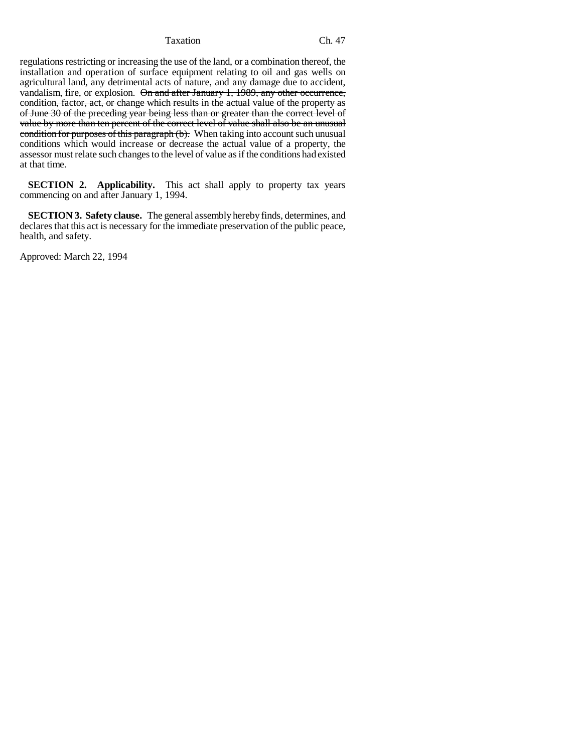regulations restricting or increasing the use of the land, or a combination thereof, the installation and operation of surface equipment relating to oil and gas wells on agricultural land, any detrimental acts of nature, and any damage due to accident, vandalism, fire, or explosion. ~~On and after January 1, 1989, any other occurrence, condition, factor, act, or change which results in the actual value of the property as of June 30 of the preceding year being less than or greater than the correct level of value by more than ten percent of the correct level of value shall also be an unusual condition for purposes of this paragraph (b).~~ When taking into account such unusual conditions which would increase or decrease the actual value of a property, the assessor must relate such changes to the level of value as if the conditions had existed at that time.

**SECTION 2. Applicability.** This act shall apply to property tax years commencing on and after January 1, 1994.

**SECTION 3. Safety clause.** The general assembly hereby finds, determines, and declares that this act is necessary for the immediate preservation of the public peace, health, and safety.

Approved: March 22, 1994